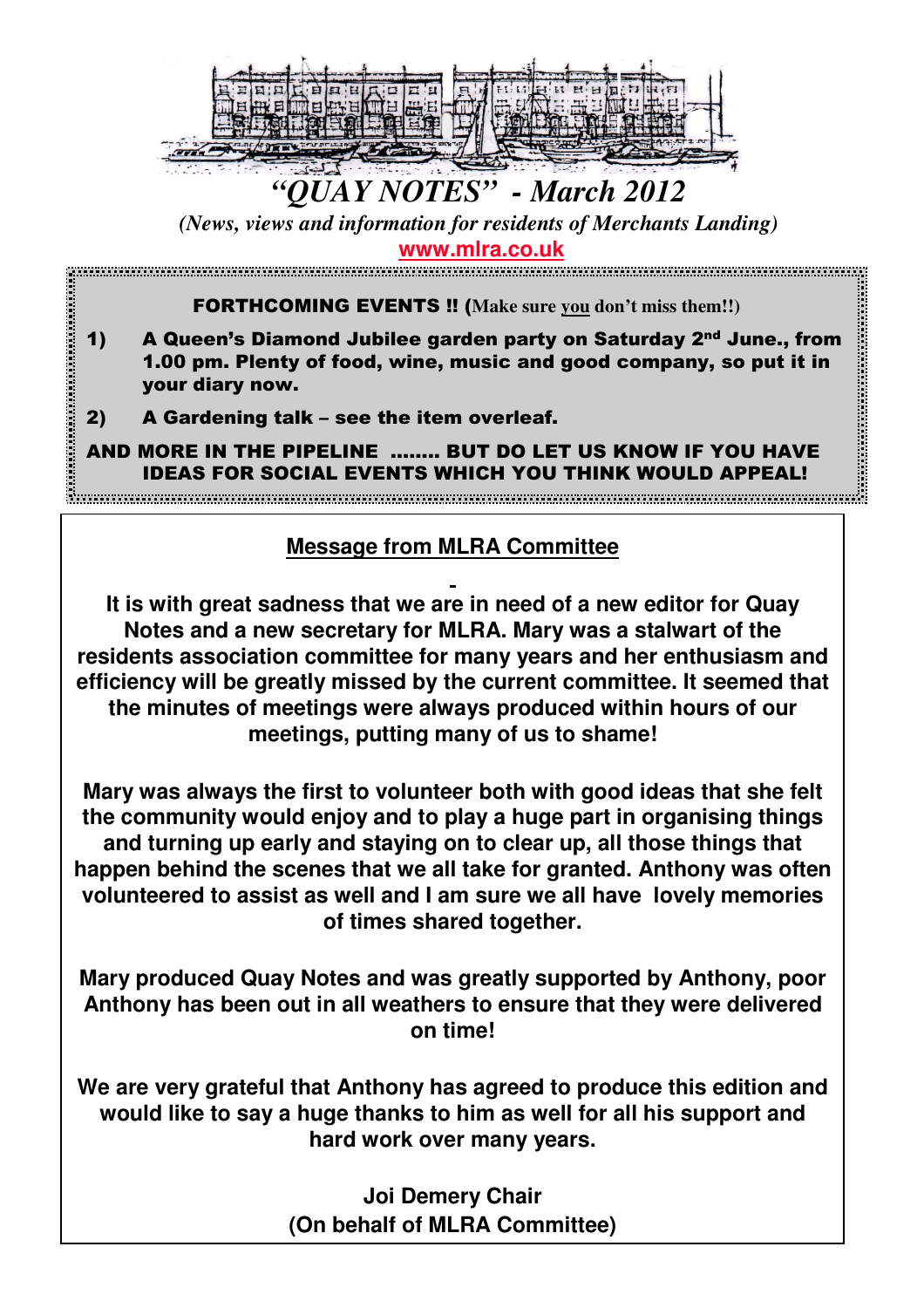# *"QUAY NOTES" - March 2012*

*(News, views and information for residents of Merchants Landing)*

**www.mlra.co.uk**

**FORTHCOMING EVENTS !! (Make sure you don't miss them!!)**

1) **A Queen's Diamond Jubilee garden party on Saturday 2nd June., from 1.00 pm. Plenty of food, wine, music and good company, so put it in your diary now.**

2) **A Gardening talk – see the item overleaf.**

**AND MORE IN THE PIPELINE …….. BUT DO LET US KNOW IF YOU HAVE IDEAS FOR SOCIAL EVENTS WHICH YOU THINK WOULD APPEAL!**

## Message from MLRA Committee

**It is with great sadness that we are in need of a new editor for Quay Notes and a new secretary for MLRA. Mary was a stalwart of the residents association committee for many years and her enthusiasm and efficiency will be greatly missed by the current committee. It seemed that the minutes of meetings were always produced within hours of our meetings, putting many of us to shame!**

**Mary was always the first to volunteer both with good ideas that she felt the community would enjoy and to play a huge part in organising things and turning up early and staying on to clear up, all those things that happen behind the scenes that we all take for granted. Anthony was often volunteered to assist as well and I am sure we all have lovely memories of times shared together.**

**Mary produced Quay Notes and was greatly supported by Anthony, poor Anthony has been out in all weathers to ensure that they were delivered on time!**

**We are very grateful that Anthony has agreed to produce this edition and would like to say a huge thanks to him as well for all his support and hard work over many years.**

**Joi Demery Chair**
**(On behalf of MLRA Committee)**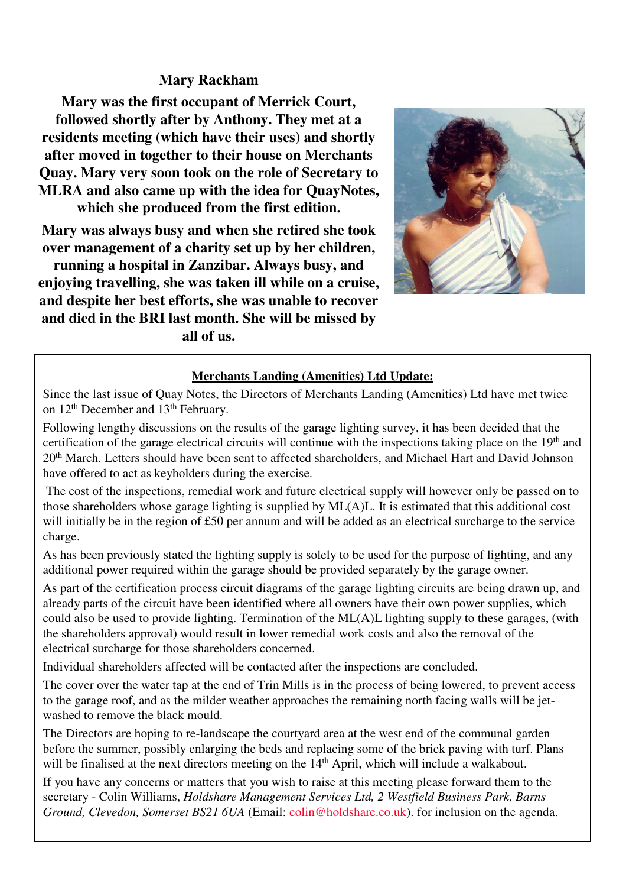## Mary Rackham

**Mary was the first occupant of Merrick Court, followed shortly after by Anthony. They met at a residents meeting (which have their uses) and shortly after moved in together to their house on Merchants Quay. Mary very soon took on the role of Secretary to MLRA and also came up with the idea for QuayNotes, which she produced from the first edition.**

**Mary was always busy and when she retired she took over management of a charity set up by her children, running a hospital in Zanzibar. Always busy, and enjoying travelling, she was taken ill while on a cruise, and despite her best efforts, she was unable to recover and died in the BRI last month. She will be missed by all of us.**

## Merchants Landing (Amenities) Ltd Update:

Since the last issue of Quay Notes, the Directors of Merchants Landing (Amenities) Ltd have met twice on 12th December and 13th February.

Following lengthy discussions on the results of the garage lighting survey, it has been decided that the certification of the garage electrical circuits will continue with the inspections taking place on the 19th and 20th March. Letters should have been sent to affected shareholders, and Michael Hart and David Johnson have offered to act as keyholders during the exercise.

The cost of the inspections, remedial work and future electrical supply will however only be passed on to those shareholders whose garage lighting is supplied by ML(A)L. It is estimated that this additional cost will initially be in the region of £50 per annum and will be added as an electrical surcharge to the service charge.

As has been previously stated the lighting supply is solely to be used for the purpose of lighting, and any additional power required within the garage should be provided separately by the garage owner.

As part of the certification process circuit diagrams of the garage lighting circuits are being drawn up, and already parts of the circuit have been identified where all owners have their own power supplies, which could also be used to provide lighting. Termination of the ML(A)L lighting supply to these garages, (with the shareholders approval) would result in lower remedial work costs and also the removal of the electrical surcharge for those shareholders concerned.

Individual shareholders affected will be contacted after the inspections are concluded.

The cover over the water tap at the end of Trin Mills is in the process of being lowered, to prevent access to the garage roof, and as the milder weather approaches the remaining north facing walls will be jet-washed to remove the black mould.

The Directors are hoping to re-landscape the courtyard area at the west end of the communal garden before the summer, possibly enlarging the beds and replacing some of the brick paving with turf. Plans will be finalised at the next directors meeting on the 14th April, which will include a walkabout.

If you have any concerns or matters that you wish to raise at this meeting please forward them to the secretary - Colin Williams, *Holdshare Management Services Ltd, 2 Westfield Business Park, Barns Ground, Clevedon, Somerset BS21 6UA* (Email: colin@holdshare.co.uk). for inclusion on the agenda.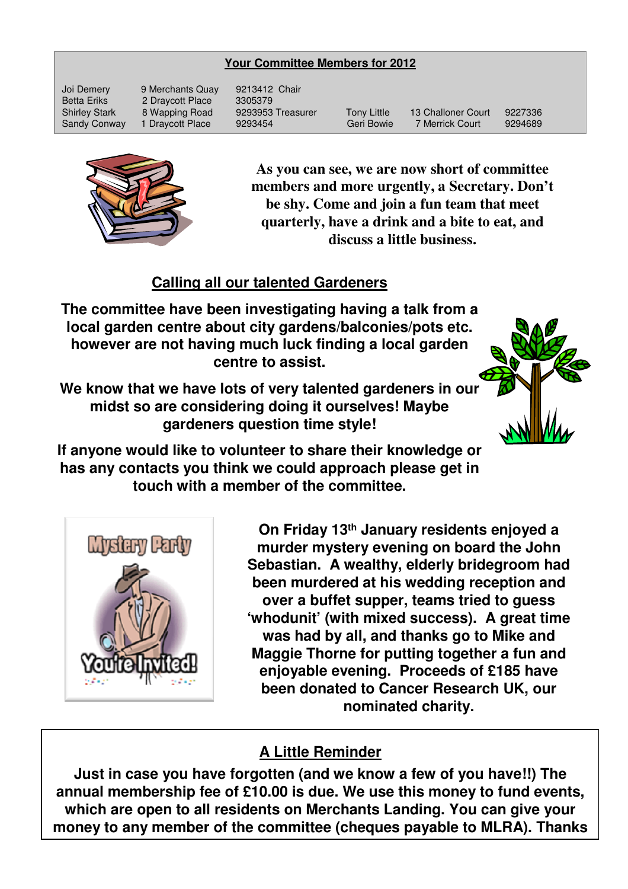## Your Committee Members for 2012

| | | | | | |
|---|---|---|---|---|---|
| Joi Demery | 9 Merchants Quay | 9213412 Chair | | | |
| Betta Eriks | 2 Draycott Place | 3305379 | | | |
| Shirley Stark | 8 Wapping Road | 9293953 Treasurer | Tony Little | 13 Challoner Court | 9227336 |
| Sandy Conway | 1 Draycott Place | 9293454 | Geri Bowie | 7 Merrick Court | 9294689 |

**As you can see, we are now short of committee members and more urgently, a Secretary. Don't be shy. Come and join a fun team that meet quarterly, have a drink and a bite to eat, and discuss a little business.**

## Calling all our talented Gardeners

**The committee have been investigating having a talk from a local garden centre about city gardens/balconies/pots etc. however are not having much luck finding a local garden centre to assist.**

**We know that we have lots of very talented gardeners in our midst so are considering doing it ourselves! Maybe gardeners question time style!**

**If anyone would like to volunteer to share their knowledge or has any contacts you think we could approach please get in touch with a member of the committee.**

**On Friday 13th January residents enjoyed a murder mystery evening on board the John Sebastian. A wealthy, elderly bridegroom had been murdered at his wedding reception and over a buffet supper, teams tried to guess 'whodunit' (with mixed success). A great time was had by all, and thanks go to Mike and Maggie Thorne for putting together a fun and enjoyable evening. Proceeds of £185 have been donated to Cancer Research UK, our nominated charity.**

## A Little Reminder

**Just in case you have forgotten (and we know a few of you have!!) The annual membership fee of £10.00 is due. We use this money to fund events, which are open to all residents on Merchants Landing. You can give your money to any member of the committee (cheques payable to MLRA). Thanks**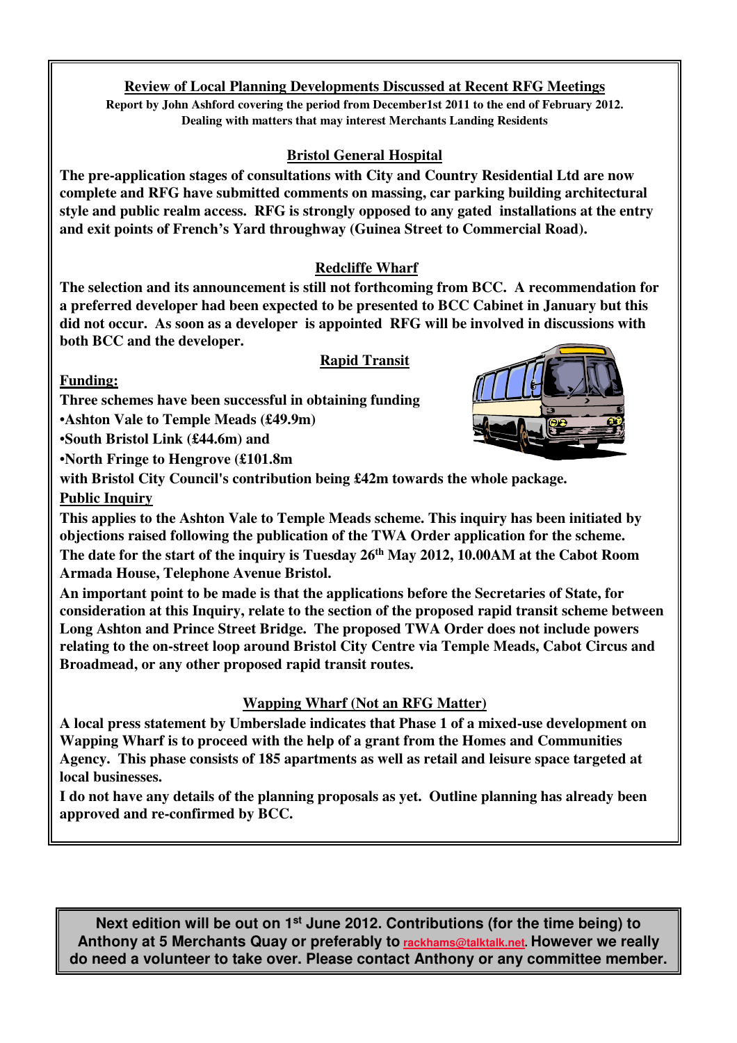## Review of Local Planning Developments Discussed at Recent RFG Meetings

**Report by John Ashford covering the period from December1st 2011 to the end of February 2012. Dealing with matters that may interest Merchants Landing Residents**

### Bristol General Hospital

**The pre-application stages of consultations with City and Country Residential Ltd are now complete and RFG have submitted comments on massing, car parking building architectural style and public realm access. RFG is strongly opposed to any gated installations at the entry and exit points of French's Yard throughway (Guinea Street to Commercial Road).**

### Redcliffe Wharf

**The selection and its announcement is still not forthcoming from BCC. A recommendation for a preferred developer had been expected to be presented to BCC Cabinet in January but this did not occur. As soon as a developer is appointed RFG will be involved in discussions with both BCC and the developer.**

### Rapid Transit

**Funding:**

**Three schemes have been successful in obtaining funding**

- **Ashton Vale to Temple Meads (£49.9m)**
- **South Bristol Link (£44.6m) and**
- **North Fringe to Hengrove (£101.8m**

**with Bristol City Council's contribution being £42m towards the whole package.**

**Public Inquiry**

**This applies to the Ashton Vale to Temple Meads scheme. This inquiry has been initiated by objections raised following the publication of the TWA Order application for the scheme. The date for the start of the inquiry is Tuesday 26th May 2012, 10.00AM at the Cabot Room Armada House, Telephone Avenue Bristol.**

**An important point to be made is that the applications before the Secretaries of State, for consideration at this Inquiry, relate to the section of the proposed rapid transit scheme between Long Ashton and Prince Street Bridge. The proposed TWA Order does not include powers relating to the on-street loop around Bristol City Centre via Temple Meads, Cabot Circus and Broadmead, or any other proposed rapid transit routes.**

### Wapping Wharf (Not an RFG Matter)

**A local press statement by Umberslade indicates that Phase 1 of a mixed-use development on Wapping Wharf is to proceed with the help of a grant from the Homes and Communities Agency. This phase consists of 185 apartments as well as retail and leisure space targeted at local businesses.**

**I do not have any details of the planning proposals as yet. Outline planning has already been approved and re-confirmed by BCC.**

**Next edition will be out on 1st June 2012. Contributions (for the time being) to Anthony at 5 Merchants Quay or preferably to rackhams@talktalk.net. However we really do need a volunteer to take over. Please contact Anthony or any committee member.**